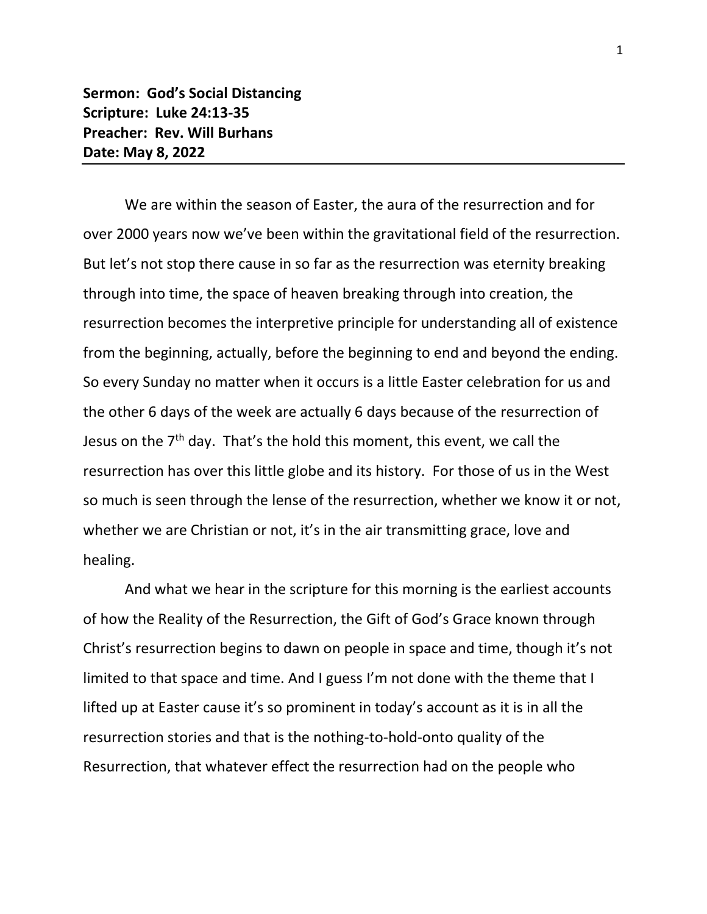**Sermon: God's Social Distancing**
**Scripture: Luke 24:13-35**
**Preacher: Rev. Will Burhans**
**Date: May 8, 2022**

---

We are within the season of Easter, the aura of the resurrection and for over 2000 years now we've been within the gravitational field of the resurrection. But let's not stop there cause in so far as the resurrection was eternity breaking through into time, the space of heaven breaking through into creation, the resurrection becomes the interpretive principle for understanding all of existence from the beginning, actually, before the beginning to end and beyond the ending. So every Sunday no matter when it occurs is a little Easter celebration for us and the other 6 days of the week are actually 6 days because of the resurrection of Jesus on the 7th day. That's the hold this moment, this event, we call the resurrection has over this little globe and its history. For those of us in the West so much is seen through the lense of the resurrection, whether we know it or not, whether we are Christian or not, it's in the air transmitting grace, love and healing.

And what we hear in the scripture for this morning is the earliest accounts of how the Reality of the Resurrection, the Gift of God's Grace known through Christ's resurrection begins to dawn on people in space and time, though it's not limited to that space and time. And I guess I'm not done with the theme that I lifted up at Easter cause it's so prominent in today's account as it is in all the resurrection stories and that is the nothing-to-hold-onto quality of the Resurrection, that whatever effect the resurrection had on the people who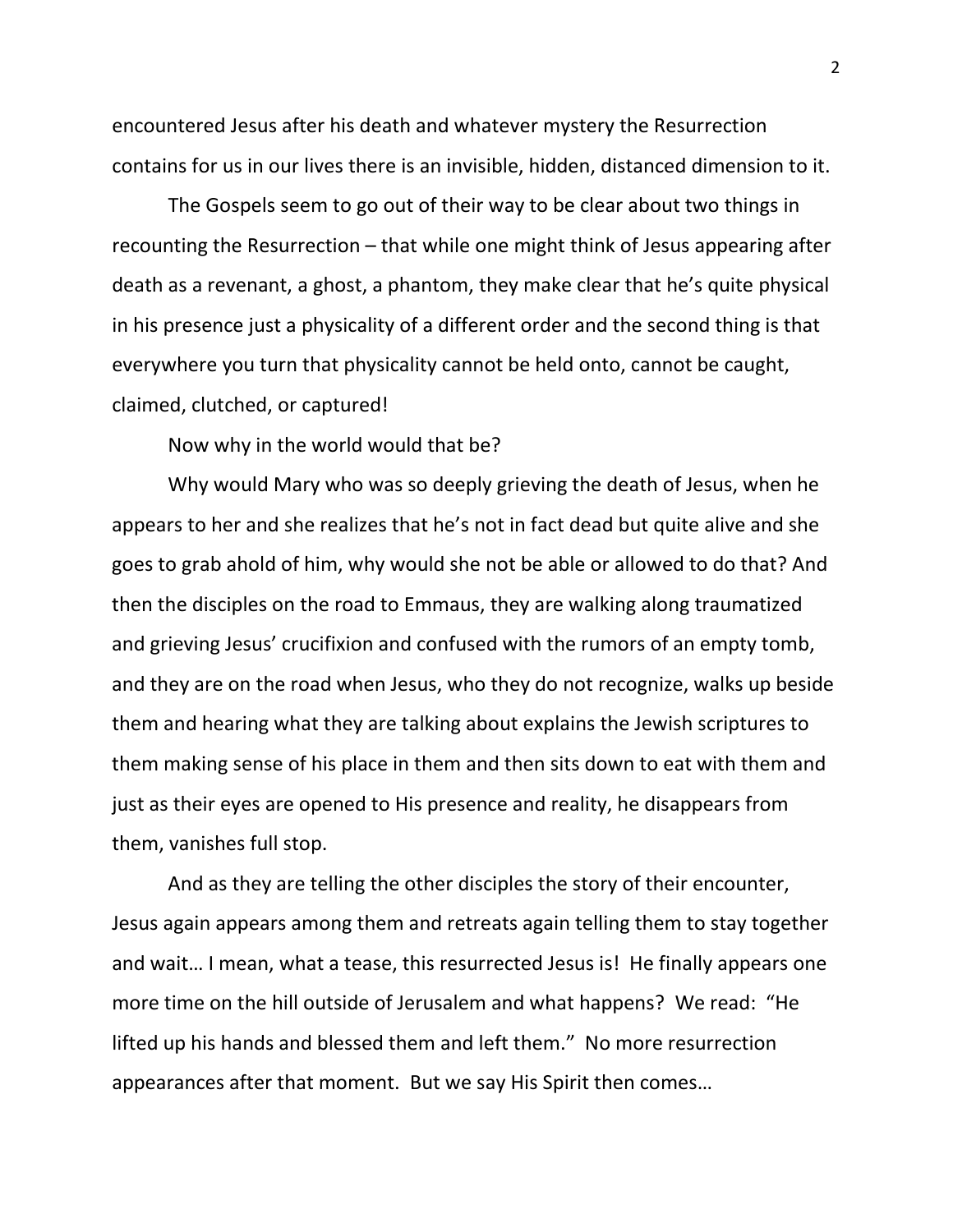encountered Jesus after his death and whatever mystery the Resurrection contains for us in our lives there is an invisible, hidden, distanced dimension to it.

The Gospels seem to go out of their way to be clear about two things in recounting the Resurrection – that while one might think of Jesus appearing after death as a revenant, a ghost, a phantom, they make clear that he's quite physical in his presence just a physicality of a different order and the second thing is that everywhere you turn that physicality cannot be held onto, cannot be caught, claimed, clutched, or captured!

Now why in the world would that be?

Why would Mary who was so deeply grieving the death of Jesus, when he appears to her and she realizes that he's not in fact dead but quite alive and she goes to grab ahold of him, why would she not be able or allowed to do that? And then the disciples on the road to Emmaus, they are walking along traumatized and grieving Jesus' crucifixion and confused with the rumors of an empty tomb, and they are on the road when Jesus, who they do not recognize, walks up beside them and hearing what they are talking about explains the Jewish scriptures to them making sense of his place in them and then sits down to eat with them and just as their eyes are opened to His presence and reality, he disappears from them, vanishes full stop.

And as they are telling the other disciples the story of their encounter, Jesus again appears among them and retreats again telling them to stay together and wait… I mean, what a tease, this resurrected Jesus is! He finally appears one more time on the hill outside of Jerusalem and what happens? We read: "He lifted up his hands and blessed them and left them." No more resurrection appearances after that moment. But we say His Spirit then comes…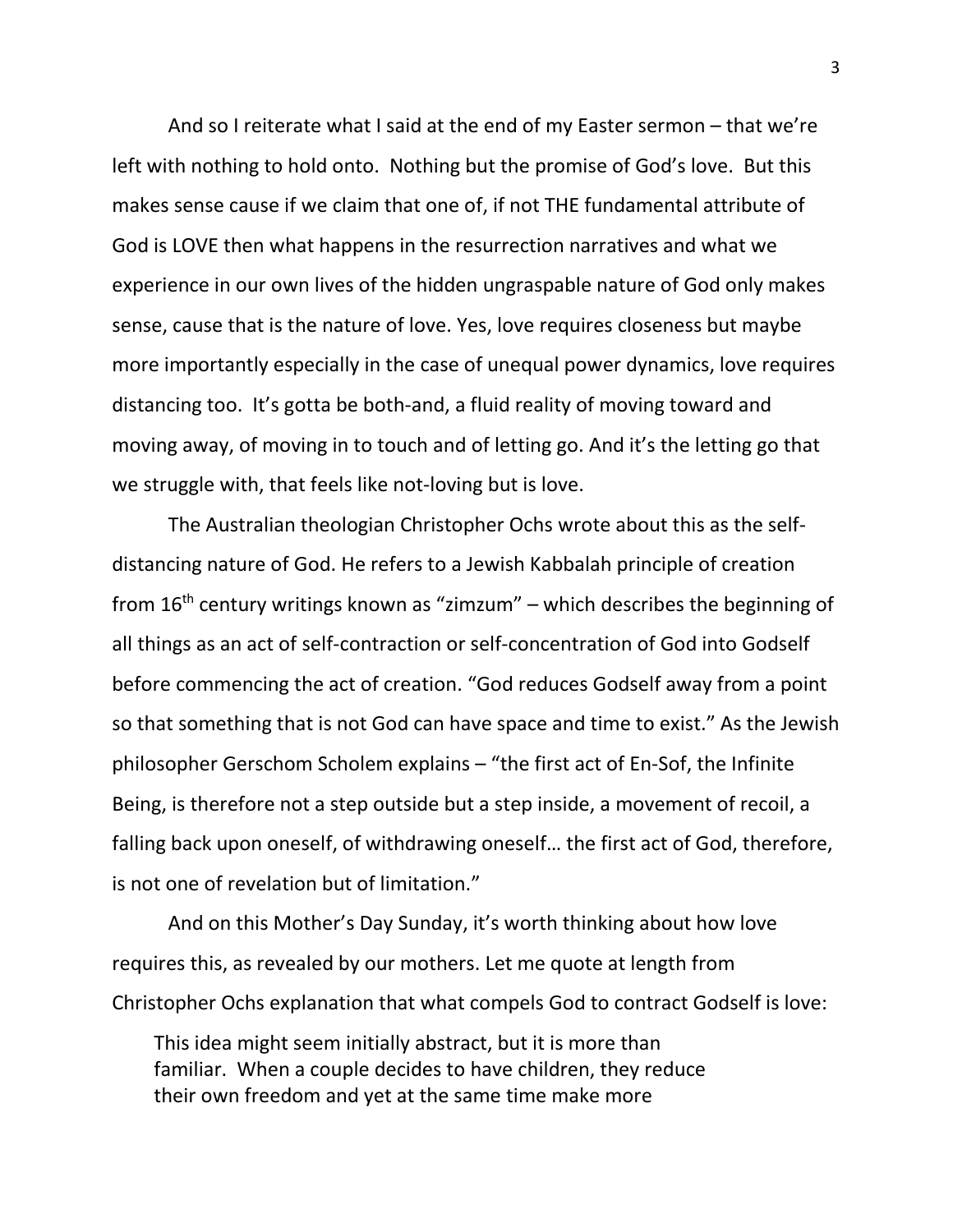And so I reiterate what I said at the end of my Easter sermon – that we're left with nothing to hold onto. Nothing but the promise of God's love. But this makes sense cause if we claim that one of, if not THE fundamental attribute of God is LOVE then what happens in the resurrection narratives and what we experience in our own lives of the hidden ungraspable nature of God only makes sense, cause that is the nature of love. Yes, love requires closeness but maybe more importantly especially in the case of unequal power dynamics, love requires distancing too. It's gotta be both-and, a fluid reality of moving toward and moving away, of moving in to touch and of letting go. And it's the letting go that we struggle with, that feels like not-loving but is love.

The Australian theologian Christopher Ochs wrote about this as the self-distancing nature of God. He refers to a Jewish Kabbalah principle of creation from 16th century writings known as "zimzum" – which describes the beginning of all things as an act of self-contraction or self-concentration of God into Godself before commencing the act of creation. "God reduces Godself away from a point so that something that is not God can have space and time to exist." As the Jewish philosopher Gerschom Scholem explains – "the first act of En-Sof, the Infinite Being, is therefore not a step outside but a step inside, a movement of recoil, a falling back upon oneself, of withdrawing oneself… the first act of God, therefore, is not one of revelation but of limitation."

And on this Mother's Day Sunday, it's worth thinking about how love requires this, as revealed by our mothers. Let me quote at length from Christopher Ochs explanation that what compels God to contract Godself is love:

> This idea might seem initially abstract, but it is more than familiar. When a couple decides to have children, they reduce their own freedom and yet at the same time make more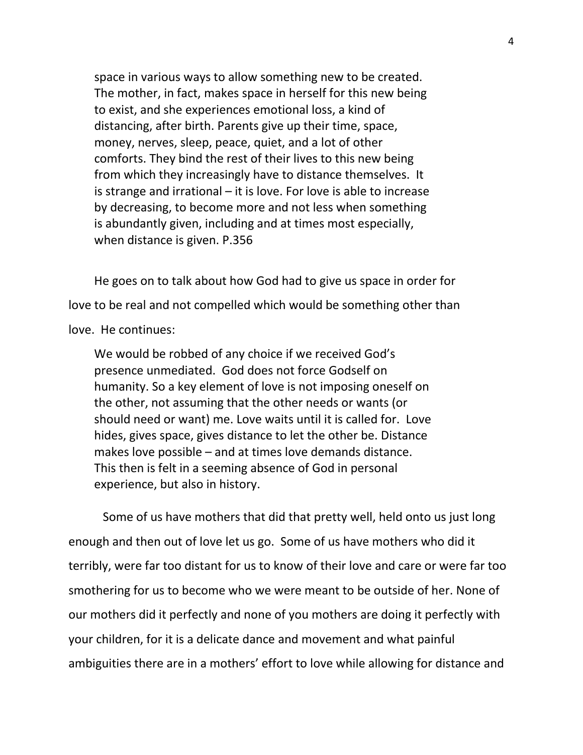> space in various ways to allow something new to be created. The mother, in fact, makes space in herself for this new being to exist, and she experiences emotional loss, a kind of distancing, after birth. Parents give up their time, space, money, nerves, sleep, peace, quiet, and a lot of other comforts. They bind the rest of their lives to this new being from which they increasingly have to distance themselves. It is strange and irrational – it is love. For love is able to increase by decreasing, to become more and not less when something is abundantly given, including and at times most especially, when distance is given. P.356

He goes on to talk about how God had to give us space in order for love to be real and not compelled which would be something other than love. He continues:

> We would be robbed of any choice if we received God's presence unmediated. God does not force Godself on humanity. So a key element of love is not imposing oneself on the other, not assuming that the other needs or wants (or should need or want) me. Love waits until it is called for. Love hides, gives space, gives distance to let the other be. Distance makes love possible – and at times love demands distance. This then is felt in a seeming absence of God in personal experience, but also in history.

Some of us have mothers that did that pretty well, held onto us just long enough and then out of love let us go. Some of us have mothers who did it terribly, were far too distant for us to know of their love and care or were far too smothering for us to become who we were meant to be outside of her. None of our mothers did it perfectly and none of you mothers are doing it perfectly with your children, for it is a delicate dance and movement and what painful ambiguities there are in a mothers' effort to love while allowing for distance and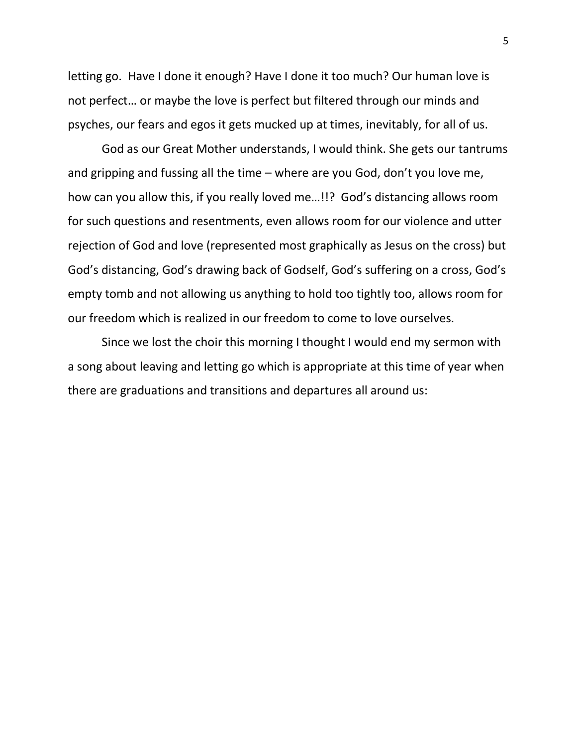letting go. Have I done it enough? Have I done it too much? Our human love is not perfect… or maybe the love is perfect but filtered through our minds and psyches, our fears and egos it gets mucked up at times, inevitably, for all of us.

God as our Great Mother understands, I would think. She gets our tantrums and gripping and fussing all the time – where are you God, don't you love me, how can you allow this, if you really loved me…!!? God's distancing allows room for such questions and resentments, even allows room for our violence and utter rejection of God and love (represented most graphically as Jesus on the cross) but God's distancing, God's drawing back of Godself, God's suffering on a cross, God's empty tomb and not allowing us anything to hold too tightly too, allows room for our freedom which is realized in our freedom to come to love ourselves.

Since we lost the choir this morning I thought I would end my sermon with a song about leaving and letting go which is appropriate at this time of year when there are graduations and transitions and departures all around us: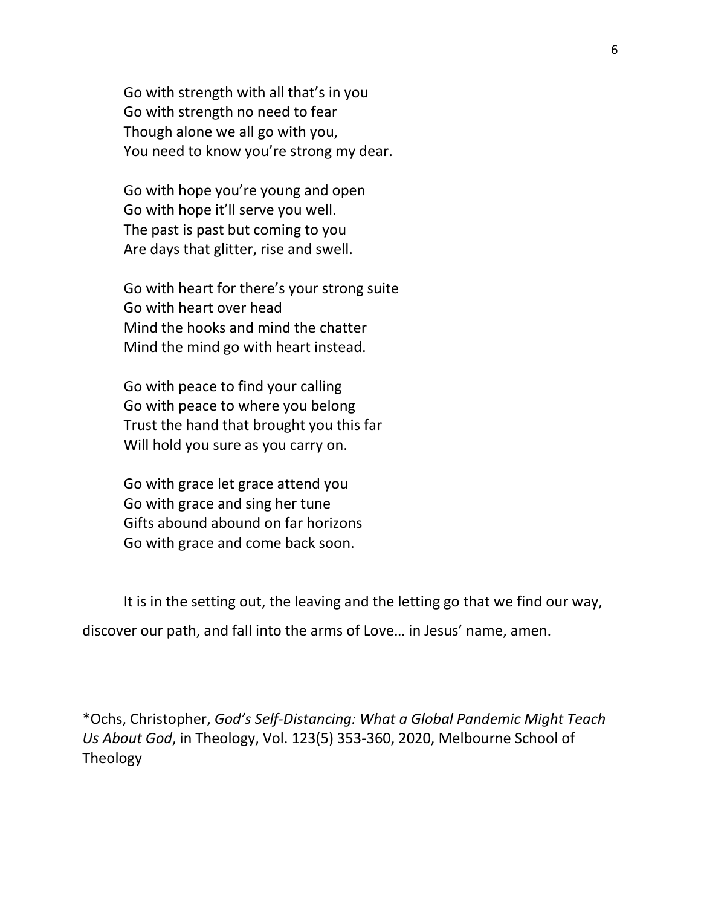Go with strength with all that's in you
Go with strength no need to fear
Though alone we all go with you,
You need to know you're strong my dear.

Go with hope you're young and open
Go with hope it'll serve you well.
The past is past but coming to you
Are days that glitter, rise and swell.

Go with heart for there's your strong suite
Go with heart over head
Mind the hooks and mind the chatter
Mind the mind go with heart instead.

Go with peace to find your calling
Go with peace to where you belong
Trust the hand that brought you this far
Will hold you sure as you carry on.

Go with grace let grace attend you
Go with grace and sing her tune
Gifts abound abound on far horizons
Go with grace and come back soon.

It is in the setting out, the leaving and the letting go that we find our way, discover our path, and fall into the arms of Love… in Jesus' name, amen.

*Ochs, Christopher, *God's Self-Distancing: What a Global Pandemic Might Teach Us About God*, in Theology, Vol. 123(5) 353-360, 2020, Melbourne School of Theology